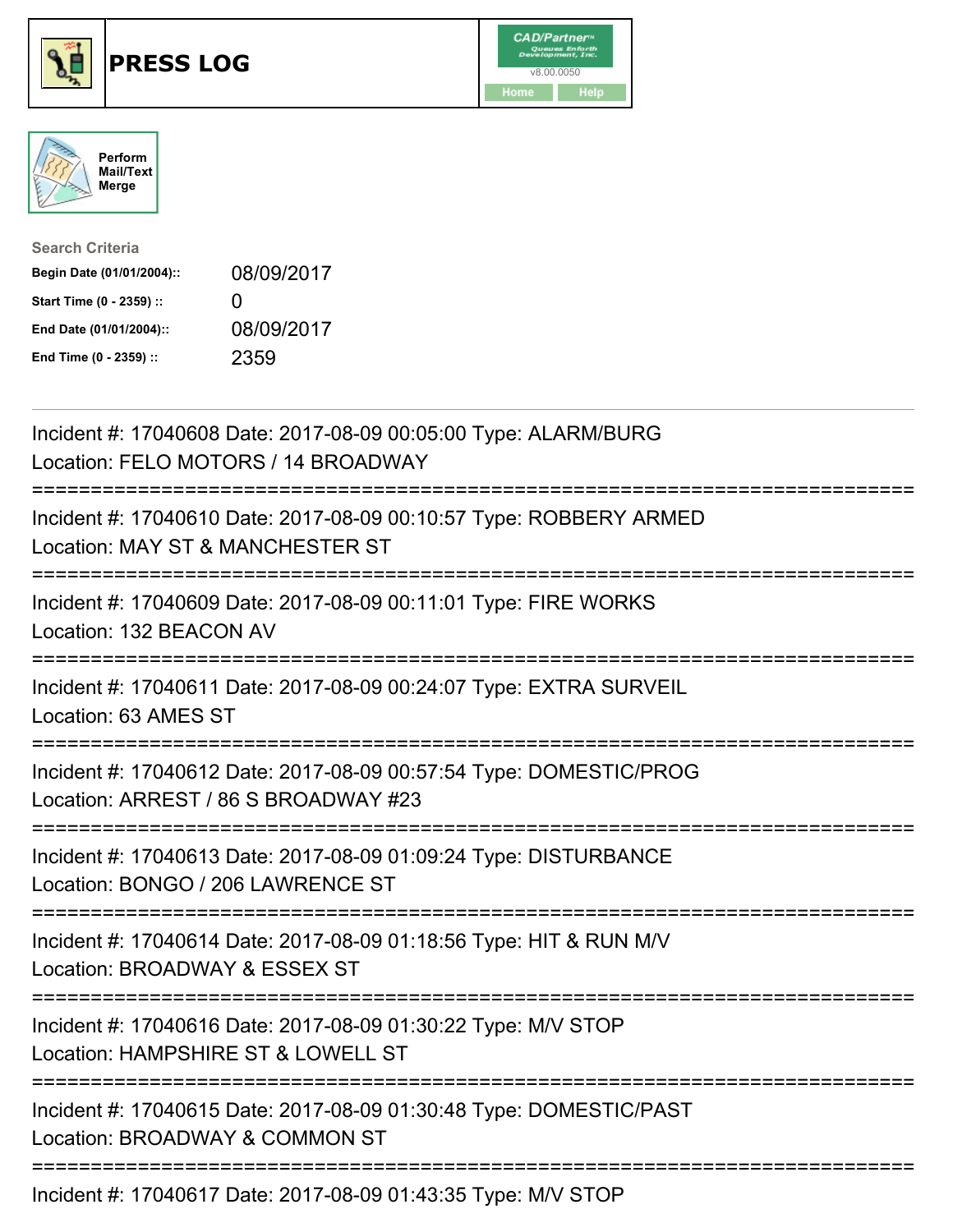# PRESS LOG

Perform Mail/Text Merge

**Search Criteria**

| | |
|---|---|
| Begin Date (01/01/2004):: | 08/09/2017 |
| Start Time (0 - 2359) :: | 0 |
| End Date (01/01/2004):: | 08/09/2017 |
| End Time (0 - 2359) :: | 2359 |

---

Incident #: 17040608 Date: 2017-08-09 00:05:00 Type: ALARM/BURG
Location: FELO MOTORS / 14 BROADWAY

===========================================================================

Incident #: 17040610 Date: 2017-08-09 00:10:57 Type: ROBBERY ARMED
Location: MAY ST & MANCHESTER ST

===========================================================================

Incident #: 17040609 Date: 2017-08-09 00:11:01 Type: FIRE WORKS
Location: 132 BEACON AV

===========================================================================

Incident #: 17040611 Date: 2017-08-09 00:24:07 Type: EXTRA SURVEIL
Location: 63 AMES ST

===========================================================================

Incident #: 17040612 Date: 2017-08-09 00:57:54 Type: DOMESTIC/PROG
Location: ARREST / 86 S BROADWAY #23

===========================================================================

Incident #: 17040613 Date: 2017-08-09 01:09:24 Type: DISTURBANCE
Location: BONGO / 206 LAWRENCE ST

===========================================================================

Incident #: 17040614 Date: 2017-08-09 01:18:56 Type: HIT & RUN M/V
Location: BROADWAY & ESSEX ST

===========================================================================

Incident #: 17040616 Date: 2017-08-09 01:30:22 Type: M/V STOP
Location: HAMPSHIRE ST & LOWELL ST

===========================================================================

Incident #: 17040615 Date: 2017-08-09 01:30:48 Type: DOMESTIC/PAST
Location: BROADWAY & COMMON ST

===========================================================================

Incident #: 17040617 Date: 2017-08-09 01:43:35 Type: M/V STOP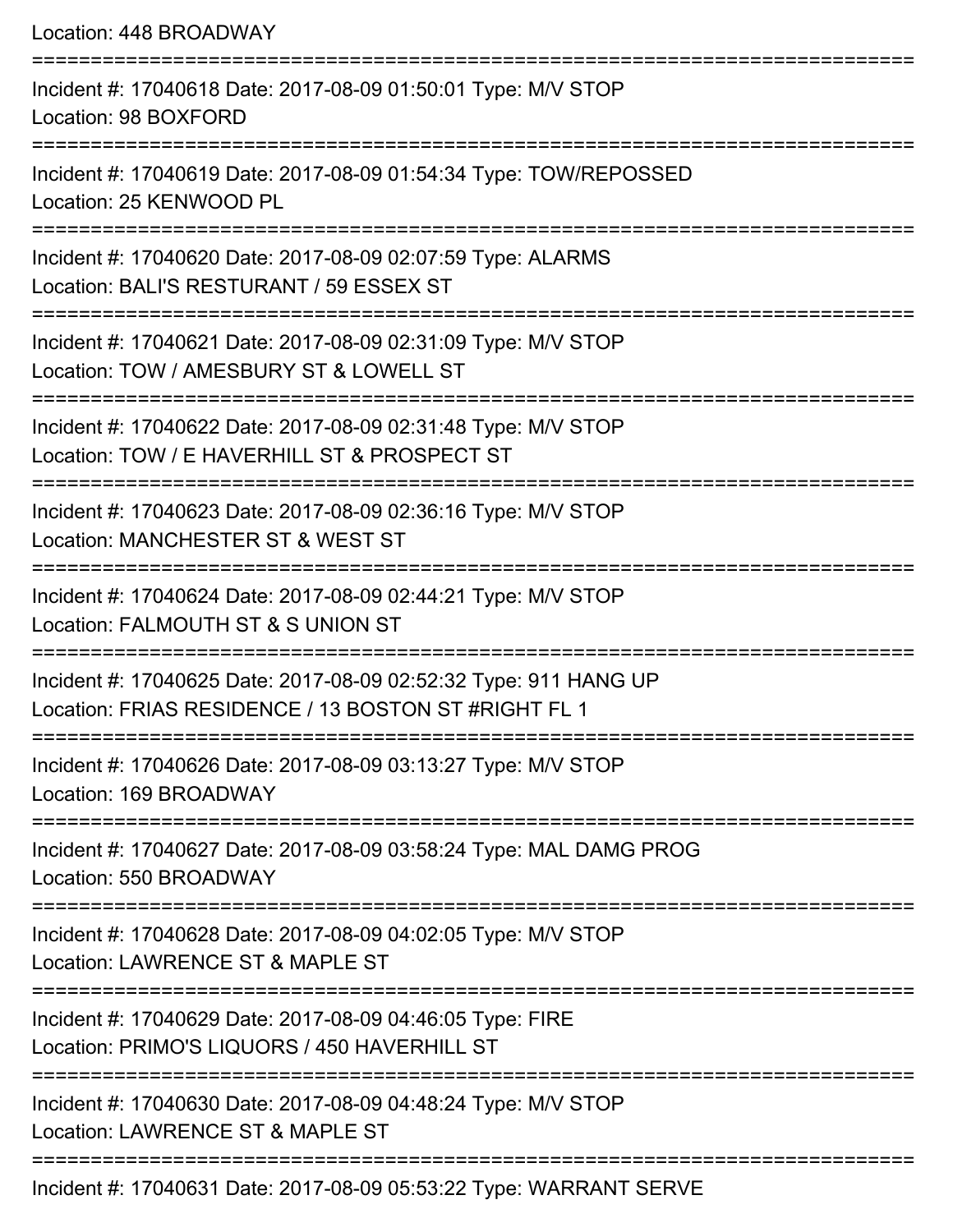Location: 448 BROADWAY

===========================================================================

Incident #: 17040618 Date: 2017-08-09 01:50:01 Type: M/V STOP
Location: 98 BOXFORD

===========================================================================

Incident #: 17040619 Date: 2017-08-09 01:54:34 Type: TOW/REPOSSED
Location: 25 KENWOOD PL

===========================================================================

Incident #: 17040620 Date: 2017-08-09 02:07:59 Type: ALARMS
Location: BALI'S RESTURANT / 59 ESSEX ST

===========================================================================

Incident #: 17040621 Date: 2017-08-09 02:31:09 Type: M/V STOP
Location: TOW / AMESBURY ST & LOWELL ST

===========================================================================

Incident #: 17040622 Date: 2017-08-09 02:31:48 Type: M/V STOP
Location: TOW / E HAVERHILL ST & PROSPECT ST

===========================================================================

Incident #: 17040623 Date: 2017-08-09 02:36:16 Type: M/V STOP
Location: MANCHESTER ST & WEST ST

===========================================================================

Incident #: 17040624 Date: 2017-08-09 02:44:21 Type: M/V STOP
Location: FALMOUTH ST & S UNION ST

===========================================================================

Incident #: 17040625 Date: 2017-08-09 02:52:32 Type: 911 HANG UP
Location: FRIAS RESIDENCE / 13 BOSTON ST #RIGHT FL 1

===========================================================================

Incident #: 17040626 Date: 2017-08-09 03:13:27 Type: M/V STOP
Location: 169 BROADWAY

===========================================================================

Incident #: 17040627 Date: 2017-08-09 03:58:24 Type: MAL DAMG PROG
Location: 550 BROADWAY

===========================================================================

Incident #: 17040628 Date: 2017-08-09 04:02:05 Type: M/V STOP
Location: LAWRENCE ST & MAPLE ST

===========================================================================

Incident #: 17040629 Date: 2017-08-09 04:46:05 Type: FIRE
Location: PRIMO'S LIQUORS / 450 HAVERHILL ST

===========================================================================

Incident #: 17040630 Date: 2017-08-09 04:48:24 Type: M/V STOP
Location: LAWRENCE ST & MAPLE ST

===========================================================================

Incident #: 17040631 Date: 2017-08-09 05:53:22 Type: WARRANT SERVE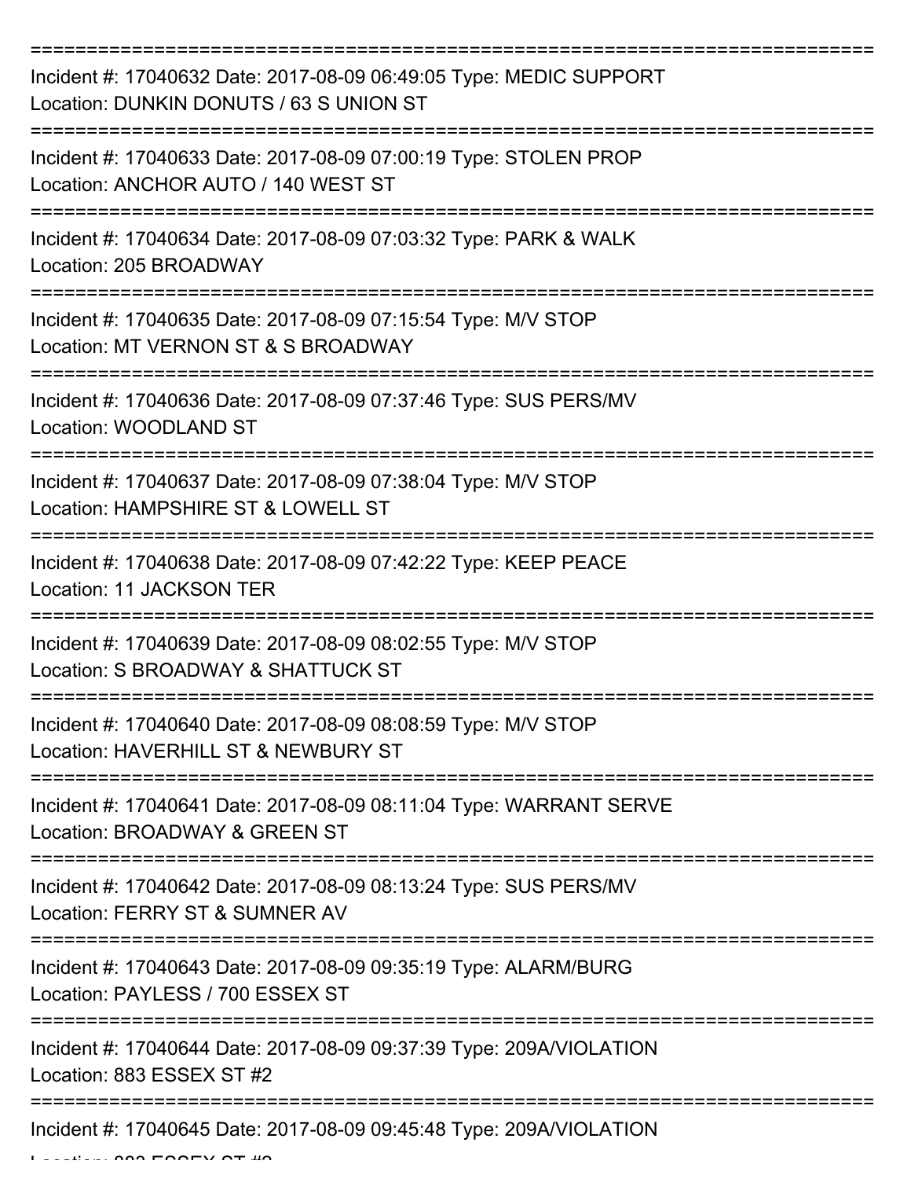===========================================================================

Incident #: 17040632 Date: 2017-08-09 06:49:05 Type: MEDIC SUPPORT
Location: DUNKIN DONUTS / 63 S UNION ST

===========================================================================

Incident #: 17040633 Date: 2017-08-09 07:00:19 Type: STOLEN PROP
Location: ANCHOR AUTO / 140 WEST ST

===========================================================================

Incident #: 17040634 Date: 2017-08-09 07:03:32 Type: PARK & WALK
Location: 205 BROADWAY

===========================================================================

Incident #: 17040635 Date: 2017-08-09 07:15:54 Type: M/V STOP
Location: MT VERNON ST & S BROADWAY

===========================================================================

Incident #: 17040636 Date: 2017-08-09 07:37:46 Type: SUS PERS/MV
Location: WOODLAND ST

===========================================================================

Incident #: 17040637 Date: 2017-08-09 07:38:04 Type: M/V STOP
Location: HAMPSHIRE ST & LOWELL ST

===========================================================================

Incident #: 17040638 Date: 2017-08-09 07:42:22 Type: KEEP PEACE
Location: 11 JACKSON TER

===========================================================================

Incident #: 17040639 Date: 2017-08-09 08:02:55 Type: M/V STOP
Location: S BROADWAY & SHATTUCK ST

===========================================================================

Incident #: 17040640 Date: 2017-08-09 08:08:59 Type: M/V STOP
Location: HAVERHILL ST & NEWBURY ST

===========================================================================

Incident #: 17040641 Date: 2017-08-09 08:11:04 Type: WARRANT SERVE
Location: BROADWAY & GREEN ST

===========================================================================

Incident #: 17040642 Date: 2017-08-09 08:13:24 Type: SUS PERS/MV
Location: FERRY ST & SUMNER AV

===========================================================================

Incident #: 17040643 Date: 2017-08-09 09:35:19 Type: ALARM/BURG
Location: PAYLESS / 700 ESSEX ST

===========================================================================

Incident #: 17040644 Date: 2017-08-09 09:37:39 Type: 209A/VIOLATION
Location: 883 ESSEX ST #2

===========================================================================

Incident #: 17040645 Date: 2017-08-09 09:45:48 Type: 209A/VIOLATION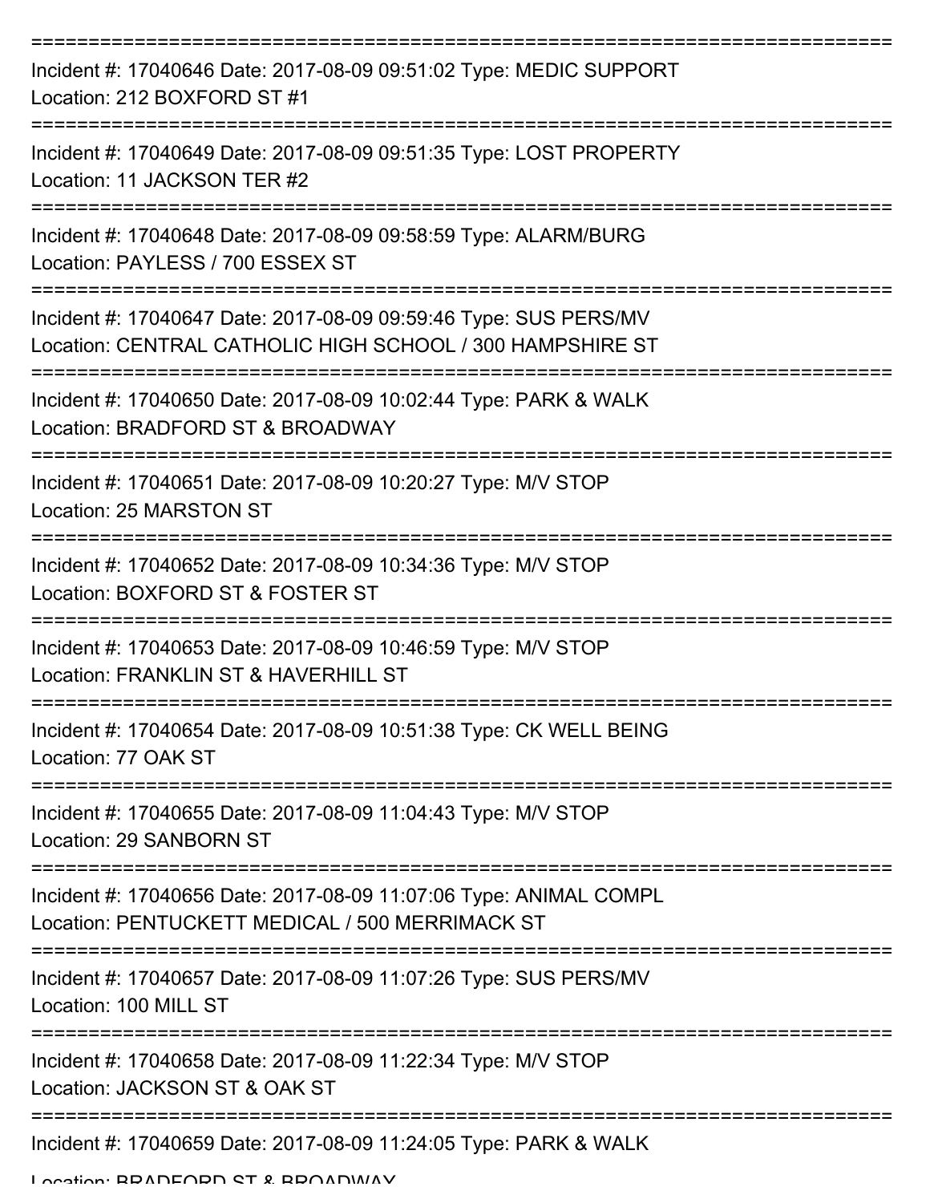===========================================================================

Incident #: 17040646 Date: 2017-08-09 09:51:02 Type: MEDIC SUPPORT
Location: 212 BOXFORD ST #1

===========================================================================

Incident #: 17040649 Date: 2017-08-09 09:51:35 Type: LOST PROPERTY
Location: 11 JACKSON TER #2

===========================================================================

Incident #: 17040648 Date: 2017-08-09 09:58:59 Type: ALARM/BURG
Location: PAYLESS / 700 ESSEX ST

===========================================================================

Incident #: 17040647 Date: 2017-08-09 09:59:46 Type: SUS PERS/MV
Location: CENTRAL CATHOLIC HIGH SCHOOL / 300 HAMPSHIRE ST

===========================================================================

Incident #: 17040650 Date: 2017-08-09 10:02:44 Type: PARK & WALK
Location: BRADFORD ST & BROADWAY

===========================================================================

Incident #: 17040651 Date: 2017-08-09 10:20:27 Type: M/V STOP
Location: 25 MARSTON ST

===========================================================================

Incident #: 17040652 Date: 2017-08-09 10:34:36 Type: M/V STOP
Location: BOXFORD ST & FOSTER ST

===========================================================================

Incident #: 17040653 Date: 2017-08-09 10:46:59 Type: M/V STOP
Location: FRANKLIN ST & HAVERHILL ST

===========================================================================

Incident #: 17040654 Date: 2017-08-09 10:51:38 Type: CK WELL BEING
Location: 77 OAK ST

===========================================================================

Incident #: 17040655 Date: 2017-08-09 11:04:43 Type: M/V STOP
Location: 29 SANBORN ST

===========================================================================

Incident #: 17040656 Date: 2017-08-09 11:07:06 Type: ANIMAL COMPL
Location: PENTUCKETT MEDICAL / 500 MERRIMACK ST

===========================================================================

Incident #: 17040657 Date: 2017-08-09 11:07:26 Type: SUS PERS/MV
Location: 100 MILL ST

===========================================================================

Incident #: 17040658 Date: 2017-08-09 11:22:34 Type: M/V STOP
Location: JACKSON ST & OAK ST

===========================================================================

Incident #: 17040659 Date: 2017-08-09 11:24:05 Type: PARK & WALK
Location: BRADFORD ST & BROADWAY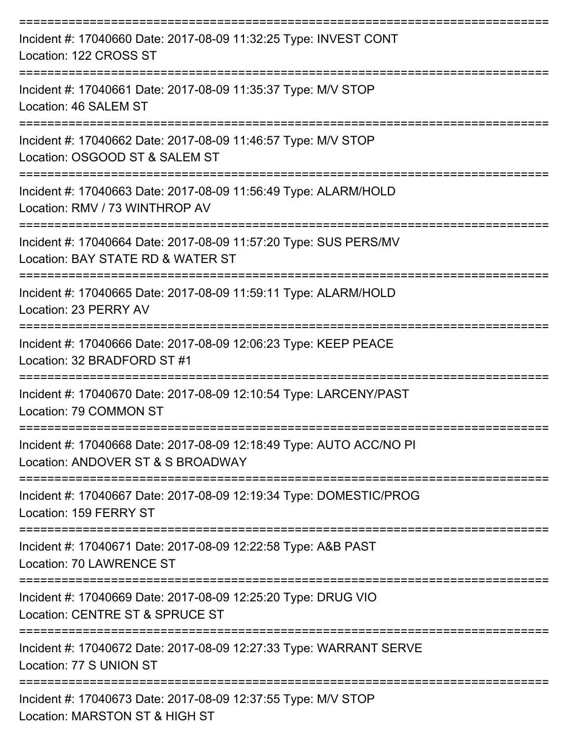===========================================================================

Incident #: 17040660 Date: 2017-08-09 11:32:25 Type: INVEST CONT

Location: 122 CROSS ST

===========================================================================

Incident #: 17040661 Date: 2017-08-09 11:35:37 Type: M/V STOP

Location: 46 SALEM ST

===========================================================================

Incident #: 17040662 Date: 2017-08-09 11:46:57 Type: M/V STOP

Location: OSGOOD ST & SALEM ST

===========================================================================

Incident #: 17040663 Date: 2017-08-09 11:56:49 Type: ALARM/HOLD

Location: RMV / 73 WINTHROP AV

===========================================================================

Incident #: 17040664 Date: 2017-08-09 11:57:20 Type: SUS PERS/MV

Location: BAY STATE RD & WATER ST

===========================================================================

Incident #: 17040665 Date: 2017-08-09 11:59:11 Type: ALARM/HOLD

Location: 23 PERRY AV

===========================================================================

Incident #: 17040666 Date: 2017-08-09 12:06:23 Type: KEEP PEACE

Location: 32 BRADFORD ST #1

===========================================================================

Incident #: 17040670 Date: 2017-08-09 12:10:54 Type: LARCENY/PAST

Location: 79 COMMON ST

===========================================================================

Incident #: 17040668 Date: 2017-08-09 12:18:49 Type: AUTO ACC/NO PI

Location: ANDOVER ST & S BROADWAY

===========================================================================

Incident #: 17040667 Date: 2017-08-09 12:19:34 Type: DOMESTIC/PROG

Location: 159 FERRY ST

===========================================================================

Incident #: 17040671 Date: 2017-08-09 12:22:58 Type: A&B PAST

Location: 70 LAWRENCE ST

===========================================================================

Incident #: 17040669 Date: 2017-08-09 12:25:20 Type: DRUG VIO

Location: CENTRE ST & SPRUCE ST

===========================================================================

Incident #: 17040672 Date: 2017-08-09 12:27:33 Type: WARRANT SERVE

Location: 77 S UNION ST

===========================================================================

Incident #: 17040673 Date: 2017-08-09 12:37:55 Type: M/V STOP

Location: MARSTON ST & HIGH ST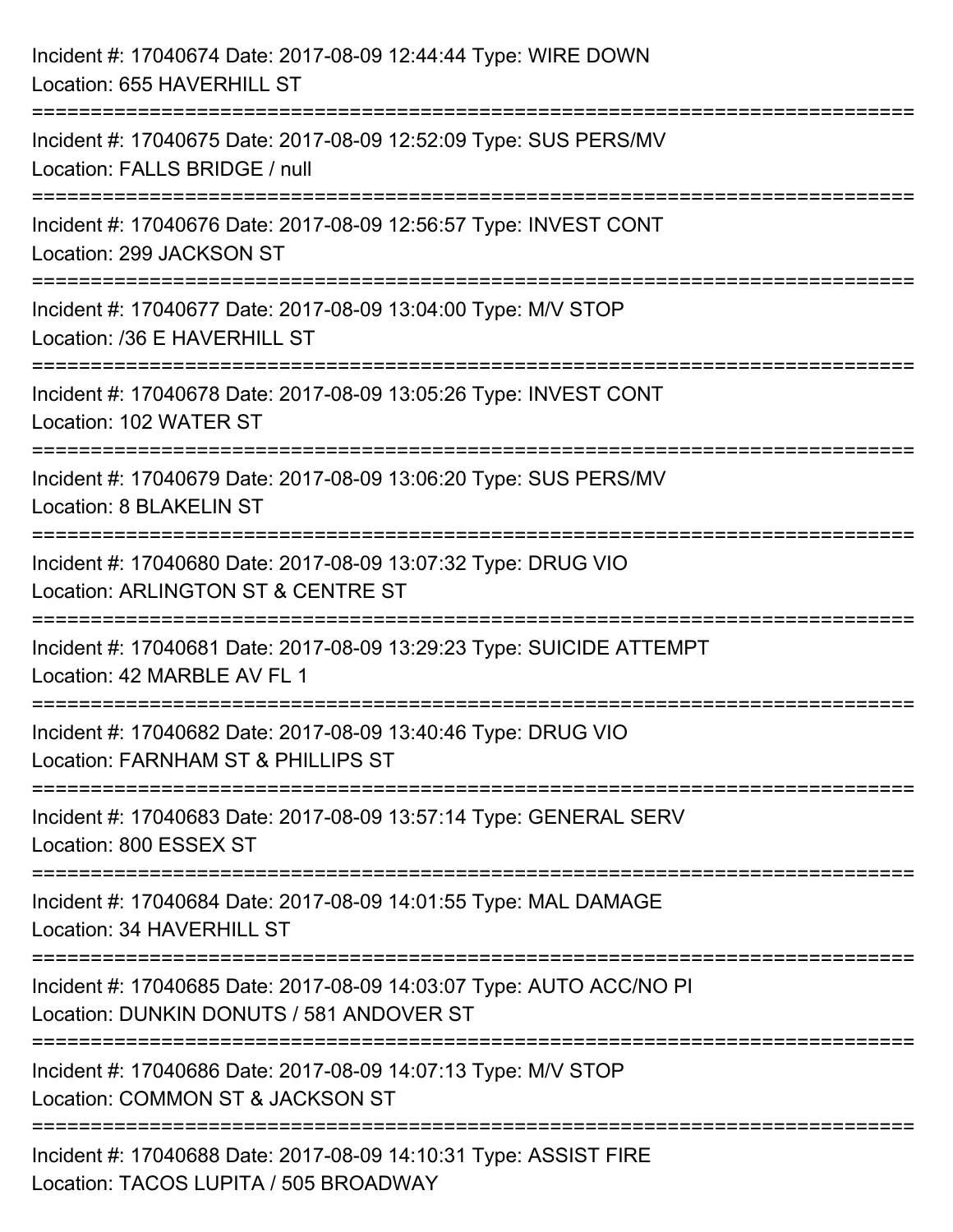Incident #: 17040674 Date: 2017-08-09 12:44:44 Type: WIRE DOWN
Location: 655 HAVERHILL ST

===========================================================================

Incident #: 17040675 Date: 2017-08-09 12:52:09 Type: SUS PERS/MV
Location: FALLS BRIDGE / null

===========================================================================

Incident #: 17040676 Date: 2017-08-09 12:56:57 Type: INVEST CONT
Location: 299 JACKSON ST

===========================================================================

Incident #: 17040677 Date: 2017-08-09 13:04:00 Type: M/V STOP
Location: /36 E HAVERHILL ST

===========================================================================

Incident #: 17040678 Date: 2017-08-09 13:05:26 Type: INVEST CONT
Location: 102 WATER ST

===========================================================================

Incident #: 17040679 Date: 2017-08-09 13:06:20 Type: SUS PERS/MV
Location: 8 BLAKELIN ST

===========================================================================

Incident #: 17040680 Date: 2017-08-09 13:07:32 Type: DRUG VIO
Location: ARLINGTON ST & CENTRE ST

===========================================================================

Incident #: 17040681 Date: 2017-08-09 13:29:23 Type: SUICIDE ATTEMPT
Location: 42 MARBLE AV FL 1

===========================================================================

Incident #: 17040682 Date: 2017-08-09 13:40:46 Type: DRUG VIO
Location: FARNHAM ST & PHILLIPS ST

===========================================================================

Incident #: 17040683 Date: 2017-08-09 13:57:14 Type: GENERAL SERV
Location: 800 ESSEX ST

===========================================================================

Incident #: 17040684 Date: 2017-08-09 14:01:55 Type: MAL DAMAGE
Location: 34 HAVERHILL ST

===========================================================================

Incident #: 17040685 Date: 2017-08-09 14:03:07 Type: AUTO ACC/NO PI
Location: DUNKIN DONUTS / 581 ANDOVER ST

===========================================================================

Incident #: 17040686 Date: 2017-08-09 14:07:13 Type: M/V STOP
Location: COMMON ST & JACKSON ST

===========================================================================

Incident #: 17040688 Date: 2017-08-09 14:10:31 Type: ASSIST FIRE
Location: TACOS LUPITA / 505 BROADWAY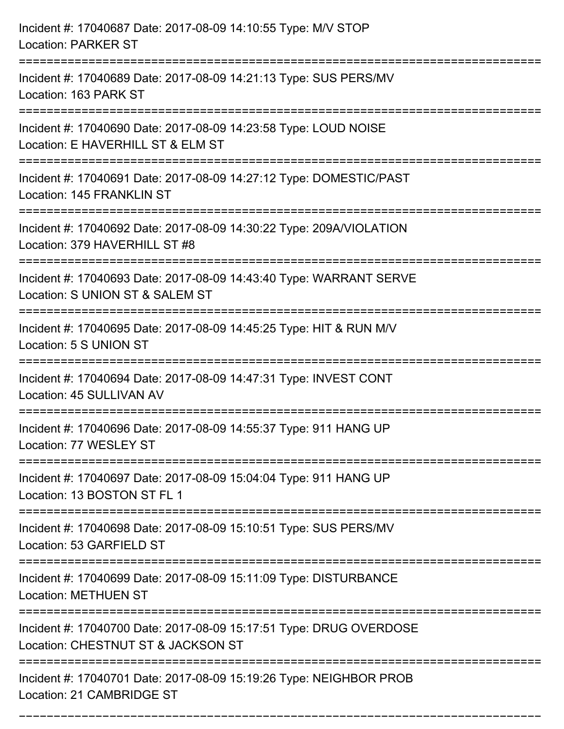Incident #: 17040687 Date: 2017-08-09 14:10:55 Type: M/V STOP
Location: PARKER ST

===========================================================================

Incident #: 17040689 Date: 2017-08-09 14:21:13 Type: SUS PERS/MV
Location: 163 PARK ST

===========================================================================

Incident #: 17040690 Date: 2017-08-09 14:23:58 Type: LOUD NOISE
Location: E HAVERHILL ST & ELM ST

===========================================================================

Incident #: 17040691 Date: 2017-08-09 14:27:12 Type: DOMESTIC/PAST
Location: 145 FRANKLIN ST

===========================================================================

Incident #: 17040692 Date: 2017-08-09 14:30:22 Type: 209A/VIOLATION
Location: 379 HAVERHILL ST #8

===========================================================================

Incident #: 17040693 Date: 2017-08-09 14:43:40 Type: WARRANT SERVE
Location: S UNION ST & SALEM ST

===========================================================================

Incident #: 17040695 Date: 2017-08-09 14:45:25 Type: HIT & RUN M/V
Location: 5 S UNION ST

===========================================================================

Incident #: 17040694 Date: 2017-08-09 14:47:31 Type: INVEST CONT
Location: 45 SULLIVAN AV

===========================================================================

Incident #: 17040696 Date: 2017-08-09 14:55:37 Type: 911 HANG UP
Location: 77 WESLEY ST

===========================================================================

Incident #: 17040697 Date: 2017-08-09 15:04:04 Type: 911 HANG UP
Location: 13 BOSTON ST FL 1

===========================================================================

Incident #: 17040698 Date: 2017-08-09 15:10:51 Type: SUS PERS/MV
Location: 53 GARFIELD ST

===========================================================================

Incident #: 17040699 Date: 2017-08-09 15:11:09 Type: DISTURBANCE
Location: METHUEN ST

===========================================================================

Incident #: 17040700 Date: 2017-08-09 15:17:51 Type: DRUG OVERDOSE
Location: CHESTNUT ST & JACKSON ST

===========================================================================

Incident #: 17040701 Date: 2017-08-09 15:19:26 Type: NEIGHBOR PROB
Location: 21 CAMBRIDGE ST

===========================================================================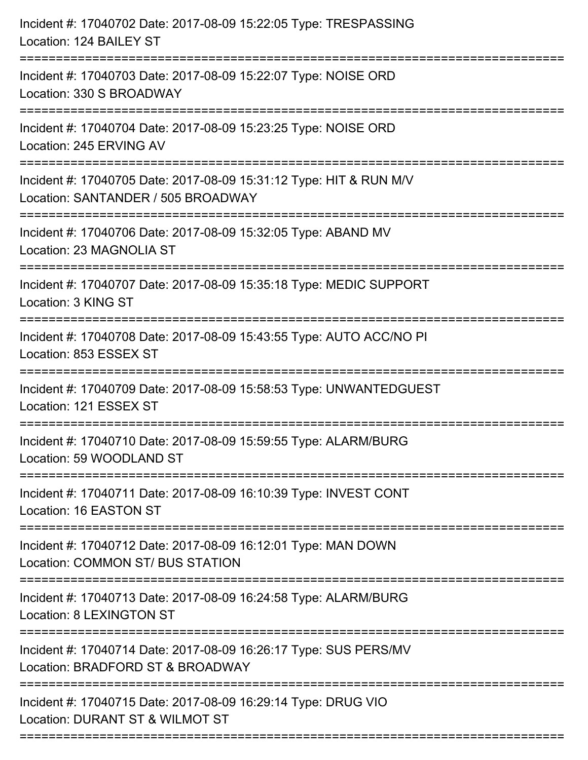Incident #: 17040702 Date: 2017-08-09 15:22:05 Type: TRESPASSING
Location: 124 BAILEY ST

===========================================================================

Incident #: 17040703 Date: 2017-08-09 15:22:07 Type: NOISE ORD
Location: 330 S BROADWAY

===========================================================================

Incident #: 17040704 Date: 2017-08-09 15:23:25 Type: NOISE ORD
Location: 245 ERVING AV

===========================================================================

Incident #: 17040705 Date: 2017-08-09 15:31:12 Type: HIT & RUN M/V
Location: SANTANDER / 505 BROADWAY

===========================================================================

Incident #: 17040706 Date: 2017-08-09 15:32:05 Type: ABAND MV
Location: 23 MAGNOLIA ST

===========================================================================

Incident #: 17040707 Date: 2017-08-09 15:35:18 Type: MEDIC SUPPORT
Location: 3 KING ST

===========================================================================

Incident #: 17040708 Date: 2017-08-09 15:43:55 Type: AUTO ACC/NO PI
Location: 853 ESSEX ST

===========================================================================

Incident #: 17040709 Date: 2017-08-09 15:58:53 Type: UNWANTEDGUEST
Location: 121 ESSEX ST

===========================================================================

Incident #: 17040710 Date: 2017-08-09 15:59:55 Type: ALARM/BURG
Location: 59 WOODLAND ST

===========================================================================

Incident #: 17040711 Date: 2017-08-09 16:10:39 Type: INVEST CONT
Location: 16 EASTON ST

===========================================================================

Incident #: 17040712 Date: 2017-08-09 16:12:01 Type: MAN DOWN
Location: COMMON ST/ BUS STATION

===========================================================================

Incident #: 17040713 Date: 2017-08-09 16:24:58 Type: ALARM/BURG
Location: 8 LEXINGTON ST

===========================================================================

Incident #: 17040714 Date: 2017-08-09 16:26:17 Type: SUS PERS/MV
Location: BRADFORD ST & BROADWAY

===========================================================================

Incident #: 17040715 Date: 2017-08-09 16:29:14 Type: DRUG VIO
Location: DURANT ST & WILMOT ST

===========================================================================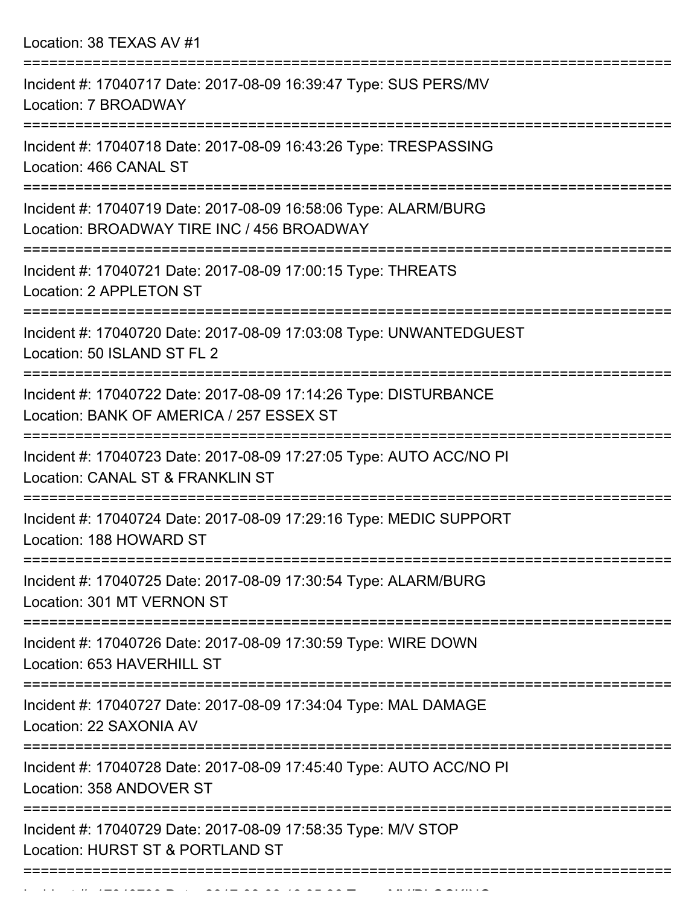Location: 38 TEXAS AV #1

===========================================================================

Incident #: 17040717 Date: 2017-08-09 16:39:47 Type: SUS PERS/MV
Location: 7 BROADWAY

===========================================================================

Incident #: 17040718 Date: 2017-08-09 16:43:26 Type: TRESPASSING
Location: 466 CANAL ST

===========================================================================

Incident #: 17040719 Date: 2017-08-09 16:58:06 Type: ALARM/BURG
Location: BROADWAY TIRE INC / 456 BROADWAY

===========================================================================

Incident #: 17040721 Date: 2017-08-09 17:00:15 Type: THREATS
Location: 2 APPLETON ST

===========================================================================

Incident #: 17040720 Date: 2017-08-09 17:03:08 Type: UNWANTEDGUEST
Location: 50 ISLAND ST FL 2

===========================================================================

Incident #: 17040722 Date: 2017-08-09 17:14:26 Type: DISTURBANCE
Location: BANK OF AMERICA / 257 ESSEX ST

===========================================================================

Incident #: 17040723 Date: 2017-08-09 17:27:05 Type: AUTO ACC/NO PI
Location: CANAL ST & FRANKLIN ST

===========================================================================

Incident #: 17040724 Date: 2017-08-09 17:29:16 Type: MEDIC SUPPORT
Location: 188 HOWARD ST

===========================================================================

Incident #: 17040725 Date: 2017-08-09 17:30:54 Type: ALARM/BURG
Location: 301 MT VERNON ST

===========================================================================

Incident #: 17040726 Date: 2017-08-09 17:30:59 Type: WIRE DOWN
Location: 653 HAVERHILL ST

===========================================================================

Incident #: 17040727 Date: 2017-08-09 17:34:04 Type: MAL DAMAGE
Location: 22 SAXONIA AV

===========================================================================

Incident #: 17040728 Date: 2017-08-09 17:45:40 Type: AUTO ACC/NO PI
Location: 358 ANDOVER ST

===========================================================================

Incident #: 17040729 Date: 2017-08-09 17:58:35 Type: M/V STOP
Location: HURST ST & PORTLAND ST

===========================================================================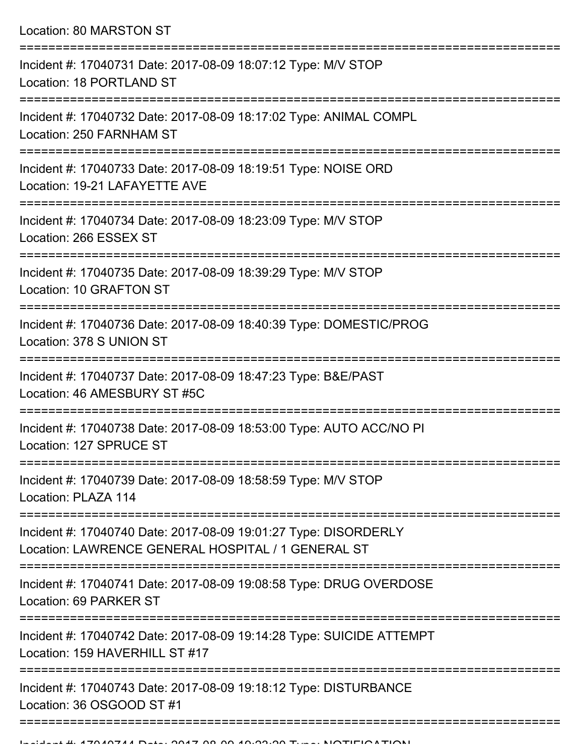Location: 80 MARSTON ST

===========================================================================

Incident #: 17040731 Date: 2017-08-09 18:07:12 Type: M/V STOP
Location: 18 PORTLAND ST

===========================================================================

Incident #: 17040732 Date: 2017-08-09 18:17:02 Type: ANIMAL COMPL
Location: 250 FARNHAM ST

===========================================================================

Incident #: 17040733 Date: 2017-08-09 18:19:51 Type: NOISE ORD
Location: 19-21 LAFAYETTE AVE

===========================================================================

Incident #: 17040734 Date: 2017-08-09 18:23:09 Type: M/V STOP
Location: 266 ESSEX ST

===========================================================================

Incident #: 17040735 Date: 2017-08-09 18:39:29 Type: M/V STOP
Location: 10 GRAFTON ST

===========================================================================

Incident #: 17040736 Date: 2017-08-09 18:40:39 Type: DOMESTIC/PROG
Location: 378 S UNION ST

===========================================================================

Incident #: 17040737 Date: 2017-08-09 18:47:23 Type: B&E/PAST
Location: 46 AMESBURY ST #5C

===========================================================================

Incident #: 17040738 Date: 2017-08-09 18:53:00 Type: AUTO ACC/NO PI
Location: 127 SPRUCE ST

===========================================================================

Incident #: 17040739 Date: 2017-08-09 18:58:59 Type: M/V STOP
Location: PLAZA 114

===========================================================================

Incident #: 17040740 Date: 2017-08-09 19:01:27 Type: DISORDERLY
Location: LAWRENCE GENERAL HOSPITAL / 1 GENERAL ST

===========================================================================

Incident #: 17040741 Date: 2017-08-09 19:08:58 Type: DRUG OVERDOSE
Location: 69 PARKER ST

===========================================================================

Incident #: 17040742 Date: 2017-08-09 19:14:28 Type: SUICIDE ATTEMPT
Location: 159 HAVERHILL ST #17

===========================================================================

Incident #: 17040743 Date: 2017-08-09 19:18:12 Type: DISTURBANCE
Location: 36 OSGOOD ST #1

===========================================================================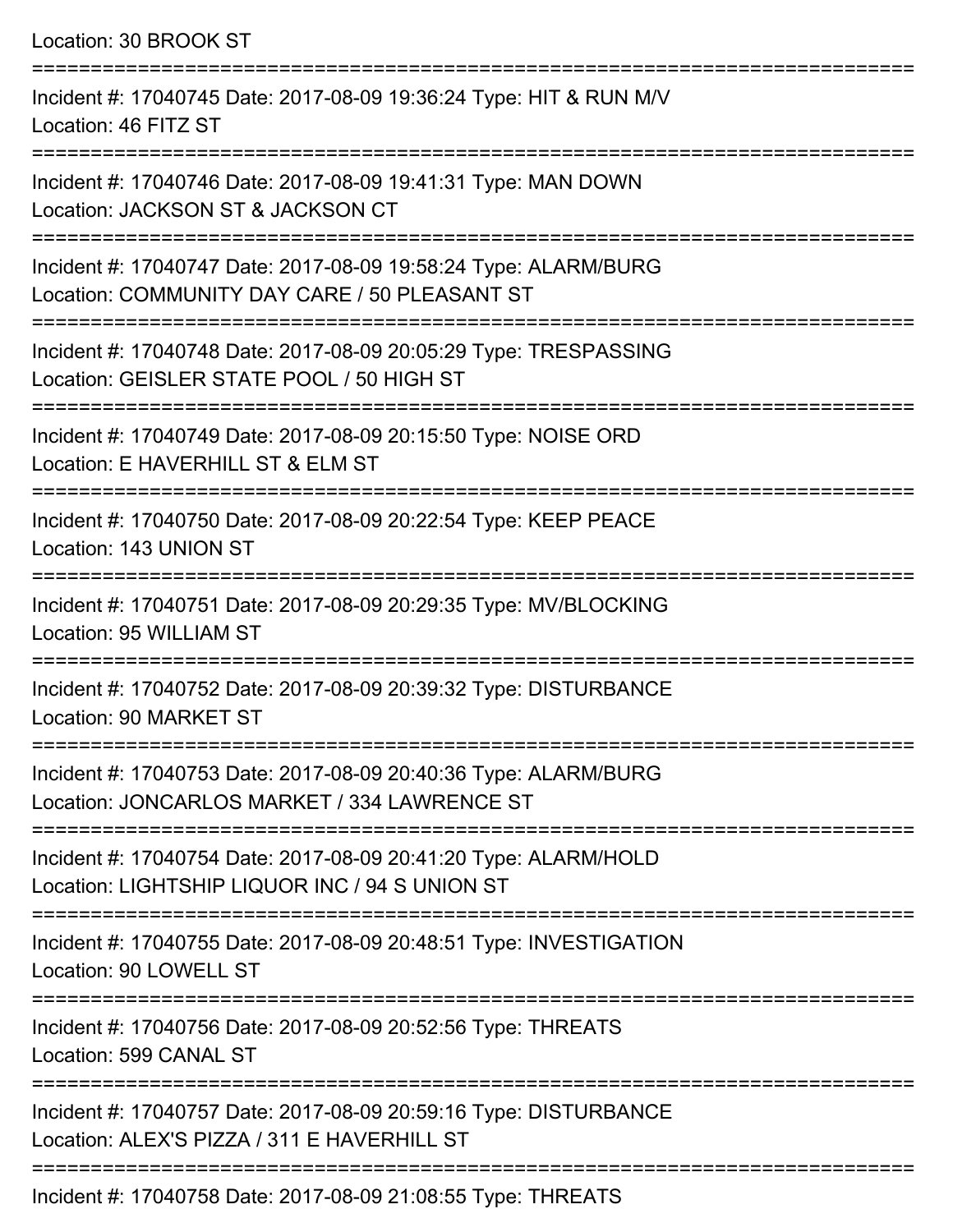Location: 30 BROOK ST

===========================================================================

Incident #: 17040745 Date: 2017-08-09 19:36:24 Type: HIT & RUN M/V
Location: 46 FITZ ST

===========================================================================

Incident #: 17040746 Date: 2017-08-09 19:41:31 Type: MAN DOWN
Location: JACKSON ST & JACKSON CT

===========================================================================

Incident #: 17040747 Date: 2017-08-09 19:58:24 Type: ALARM/BURG
Location: COMMUNITY DAY CARE / 50 PLEASANT ST

===========================================================================

Incident #: 17040748 Date: 2017-08-09 20:05:29 Type: TRESPASSING
Location: GEISLER STATE POOL / 50 HIGH ST

===========================================================================

Incident #: 17040749 Date: 2017-08-09 20:15:50 Type: NOISE ORD
Location: E HAVERHILL ST & ELM ST

===========================================================================

Incident #: 17040750 Date: 2017-08-09 20:22:54 Type: KEEP PEACE
Location: 143 UNION ST

===========================================================================

Incident #: 17040751 Date: 2017-08-09 20:29:35 Type: MV/BLOCKING
Location: 95 WILLIAM ST

===========================================================================

Incident #: 17040752 Date: 2017-08-09 20:39:32 Type: DISTURBANCE
Location: 90 MARKET ST

===========================================================================

Incident #: 17040753 Date: 2017-08-09 20:40:36 Type: ALARM/BURG
Location: JONCARLOS MARKET / 334 LAWRENCE ST

===========================================================================

Incident #: 17040754 Date: 2017-08-09 20:41:20 Type: ALARM/HOLD
Location: LIGHTSHIP LIQUOR INC / 94 S UNION ST

===========================================================================

Incident #: 17040755 Date: 2017-08-09 20:48:51 Type: INVESTIGATION
Location: 90 LOWELL ST

===========================================================================

Incident #: 17040756 Date: 2017-08-09 20:52:56 Type: THREATS
Location: 599 CANAL ST

===========================================================================

Incident #: 17040757 Date: 2017-08-09 20:59:16 Type: DISTURBANCE
Location: ALEX'S PIZZA / 311 E HAVERHILL ST

===========================================================================

Incident #: 17040758 Date: 2017-08-09 21:08:55 Type: THREATS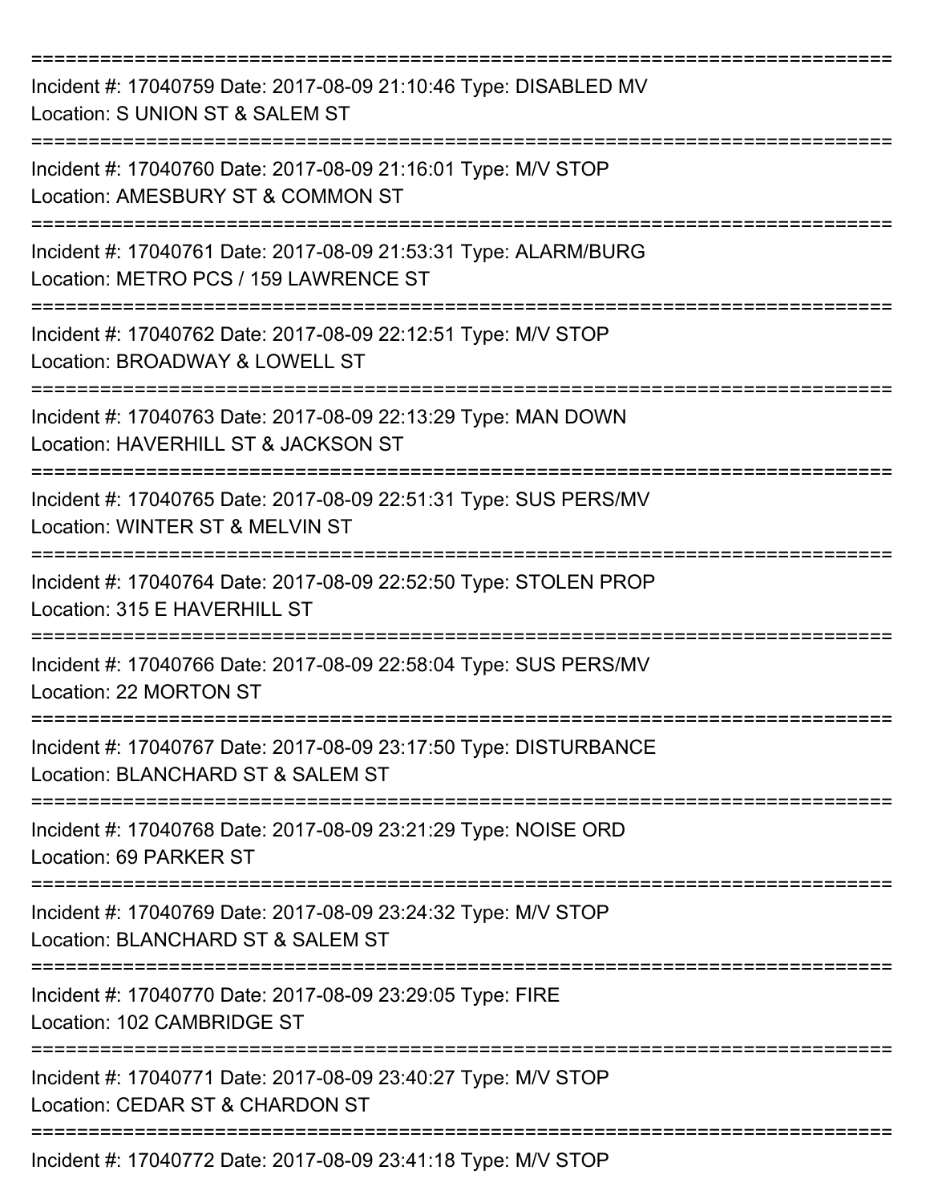===========================================================================

Incident #: 17040759 Date: 2017-08-09 21:10:46 Type: DISABLED MV

Location: S UNION ST & SALEM ST

===========================================================================

Incident #: 17040760 Date: 2017-08-09 21:16:01 Type: M/V STOP

Location: AMESBURY ST & COMMON ST

===========================================================================

Incident #: 17040761 Date: 2017-08-09 21:53:31 Type: ALARM/BURG

Location: METRO PCS / 159 LAWRENCE ST

===========================================================================

Incident #: 17040762 Date: 2017-08-09 22:12:51 Type: M/V STOP

Location: BROADWAY & LOWELL ST

===========================================================================

Incident #: 17040763 Date: 2017-08-09 22:13:29 Type: MAN DOWN

Location: HAVERHILL ST & JACKSON ST

===========================================================================

Incident #: 17040765 Date: 2017-08-09 22:51:31 Type: SUS PERS/MV

Location: WINTER ST & MELVIN ST

===========================================================================

Incident #: 17040764 Date: 2017-08-09 22:52:50 Type: STOLEN PROP

Location: 315 E HAVERHILL ST

===========================================================================

Incident #: 17040766 Date: 2017-08-09 22:58:04 Type: SUS PERS/MV

Location: 22 MORTON ST

===========================================================================

Incident #: 17040767 Date: 2017-08-09 23:17:50 Type: DISTURBANCE

Location: BLANCHARD ST & SALEM ST

===========================================================================

Incident #: 17040768 Date: 2017-08-09 23:21:29 Type: NOISE ORD

Location: 69 PARKER ST

===========================================================================

Incident #: 17040769 Date: 2017-08-09 23:24:32 Type: M/V STOP

Location: BLANCHARD ST & SALEM ST

===========================================================================

Incident #: 17040770 Date: 2017-08-09 23:29:05 Type: FIRE

Location: 102 CAMBRIDGE ST

===========================================================================

Incident #: 17040771 Date: 2017-08-09 23:40:27 Type: M/V STOP

Location: CEDAR ST & CHARDON ST

===========================================================================

Incident #: 17040772 Date: 2017-08-09 23:41:18 Type: M/V STOP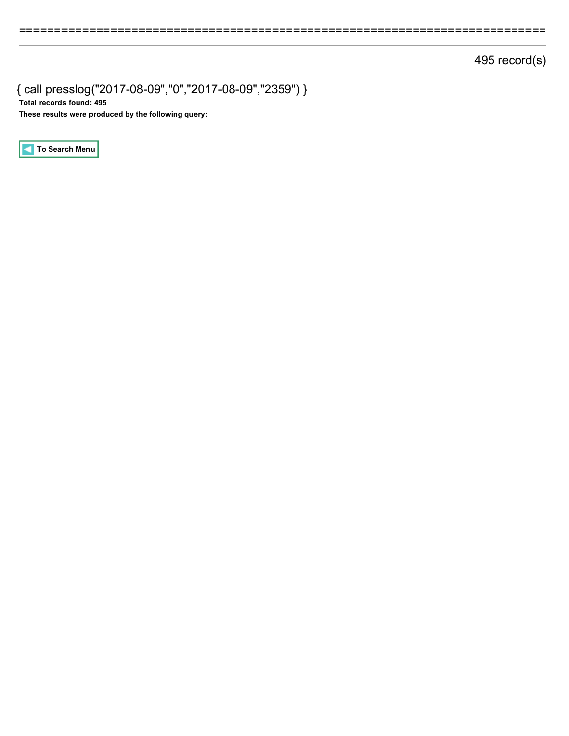==========================================================================

---

495 record(s)

{ call presslog("2017-08-09","0","2017-08-09","2359") }

**Total records found: 495**

**These results were produced by the following query:**

**To Search Menu**